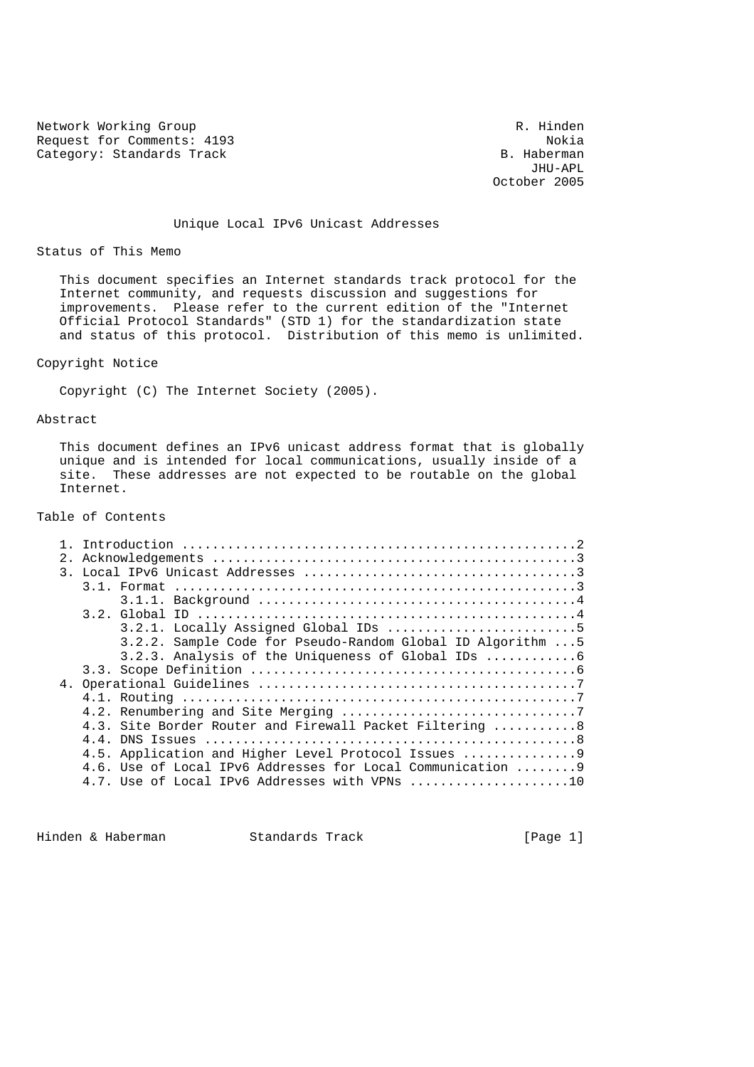Network Working Group R. Hinden
Request for Comments: 4193 Nokia
Category: Standards Track B. Haberman
JHU-APL
October 2005

# Unique Local IPv6 Unicast Addresses

## Status of This Memo

This document specifies an Internet standards track protocol for the Internet community, and requests discussion and suggestions for improvements. Please refer to the current edition of the "Internet Official Protocol Standards" (STD 1) for the standardization state and status of this protocol. Distribution of this memo is unlimited.

## Copyright Notice

Copyright (C) The Internet Society (2005).

## Abstract

This document defines an IPv6 unicast address format that is globally unique and is intended for local communications, usually inside of a site. These addresses are not expected to be routable on the global Internet.

## Table of Contents

```
1. Introduction ....................................................2
2. Acknowledgements ................................................3
3. Local IPv6 Unicast Addresses ....................................3
   3.1. Format .....................................................3
        3.1.1. Background ..........................................4
   3.2. Global ID ..................................................4
        3.2.1. Locally Assigned Global IDs .........................5
        3.2.2. Sample Code for Pseudo-Random Global ID Algorithm ...5
        3.2.3. Analysis of the Uniqueness of Global IDs ............6
   3.3. Scope Definition ...........................................6
4. Operational Guidelines ..........................................7
   4.1. Routing ....................................................7
   4.2. Renumbering and Site Merging ...............................7
   4.3. Site Border Router and Firewall Packet Filtering ...........8
   4.4. DNS Issues .................................................8
   4.5. Application and Higher Level Protocol Issues ...............9
   4.6. Use of Local IPv6 Addresses for Local Communication ........9
   4.7. Use of Local IPv6 Addresses with VPNs .....................10
```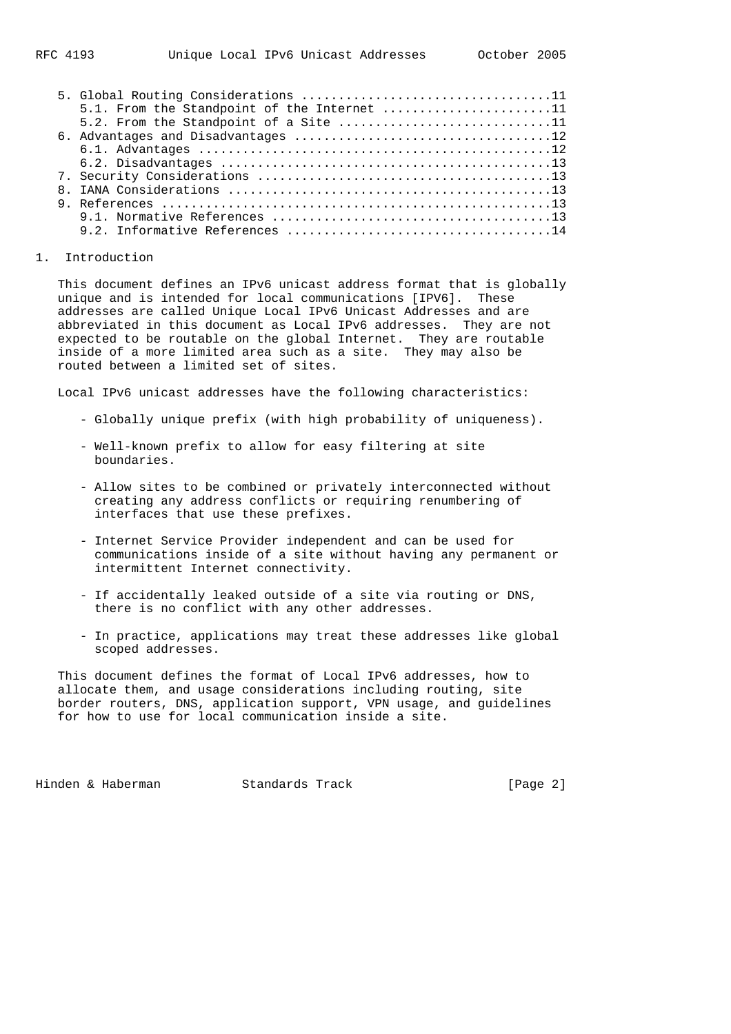5. Global Routing Considerations .................................11
   5.1. From the Standpoint of the Internet .......................11
   5.2. From the Standpoint of a Site .............................11
6. Advantages and Disadvantages ...................................12
   6.1. Advantages ................................................12
   6.2. Disadvantages .............................................13
7. Security Considerations ........................................13
8. IANA Considerations ............................................13
9. References .....................................................13
   9.1. Normative References ......................................13
   9.2. Informative References ....................................14

## 1. Introduction

This document defines an IPv6 unicast address format that is globally unique and is intended for local communications [IPV6]. These addresses are called Unique Local IPv6 Unicast Addresses and are abbreviated in this document as Local IPv6 addresses. They are not expected to be routable on the global Internet. They are routable inside of a more limited area such as a site. They may also be routed between a limited set of sites.

Local IPv6 unicast addresses have the following characteristics:

- Globally unique prefix (with high probability of uniqueness).

- Well-known prefix to allow for easy filtering at site boundaries.

- Allow sites to be combined or privately interconnected without creating any address conflicts or requiring renumbering of interfaces that use these prefixes.

- Internet Service Provider independent and can be used for communications inside of a site without having any permanent or intermittent Internet connectivity.

- If accidentally leaked outside of a site via routing or DNS, there is no conflict with any other addresses.

- In practice, applications may treat these addresses like global scoped addresses.

This document defines the format of Local IPv6 addresses, how to allocate them, and usage considerations including routing, site border routers, DNS, application support, VPN usage, and guidelines for how to use for local communication inside a site.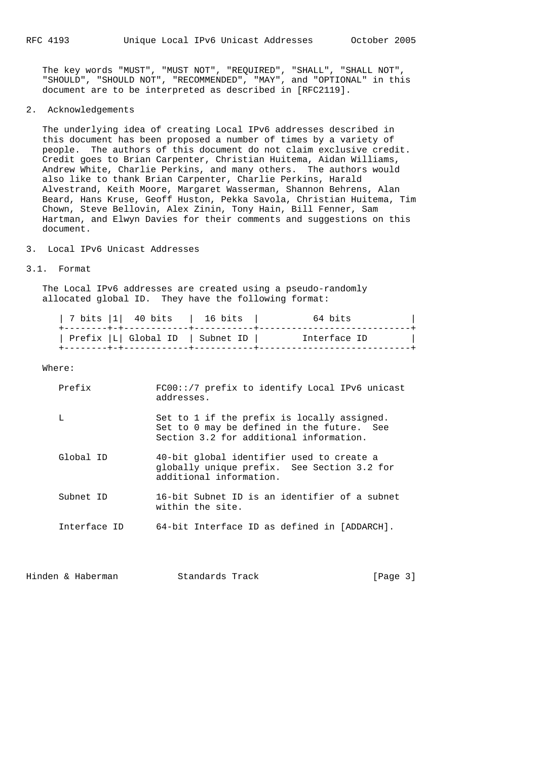The key words "MUST", "MUST NOT", "REQUIRED", "SHALL", "SHALL NOT", "SHOULD", "SHOULD NOT", "RECOMMENDED", "MAY", and "OPTIONAL" in this document are to be interpreted as described in [RFC2119].

## 2. Acknowledgements

The underlying idea of creating Local IPv6 addresses described in this document has been proposed a number of times by a variety of people. The authors of this document do not claim exclusive credit. Credit goes to Brian Carpenter, Christian Huitema, Aidan Williams, Andrew White, Charlie Perkins, and many others. The authors would also like to thank Brian Carpenter, Charlie Perkins, Harald Alvestrand, Keith Moore, Margaret Wasserman, Shannon Behrens, Alan Beard, Hans Kruse, Geoff Huston, Pekka Savola, Christian Huitema, Tim Chown, Steve Bellovin, Alex Zinin, Tony Hain, Bill Fenner, Sam Hartman, and Elwyn Davies for their comments and suggestions on this document.

## 3. Local IPv6 Unicast Addresses

### 3.1. Format

The Local IPv6 addresses are created using a pseudo-randomly allocated global ID. They have the following format:

```
| 7 bits |1|  40 bits   |  16 bits  |          64 bits           |
+--------+-+------------+-----------+----------------------------+
| Prefix |L| Global ID  | Subnet ID |        Interface ID        |
+--------+-+------------+-----------+----------------------------+
```

Where:

```
Prefix            FC00::/7 prefix to identify Local IPv6 unicast
                  addresses.

L                 Set to 1 if the prefix is locally assigned.
                  Set to 0 may be defined in the future.  See
                  Section 3.2 for additional information.

Global ID         40-bit global identifier used to create a
                  globally unique prefix.  See Section 3.2 for
                  additional information.

Subnet ID         16-bit Subnet ID is an identifier of a subnet
                  within the site.

Interface ID      64-bit Interface ID as defined in [ADDARCH].
```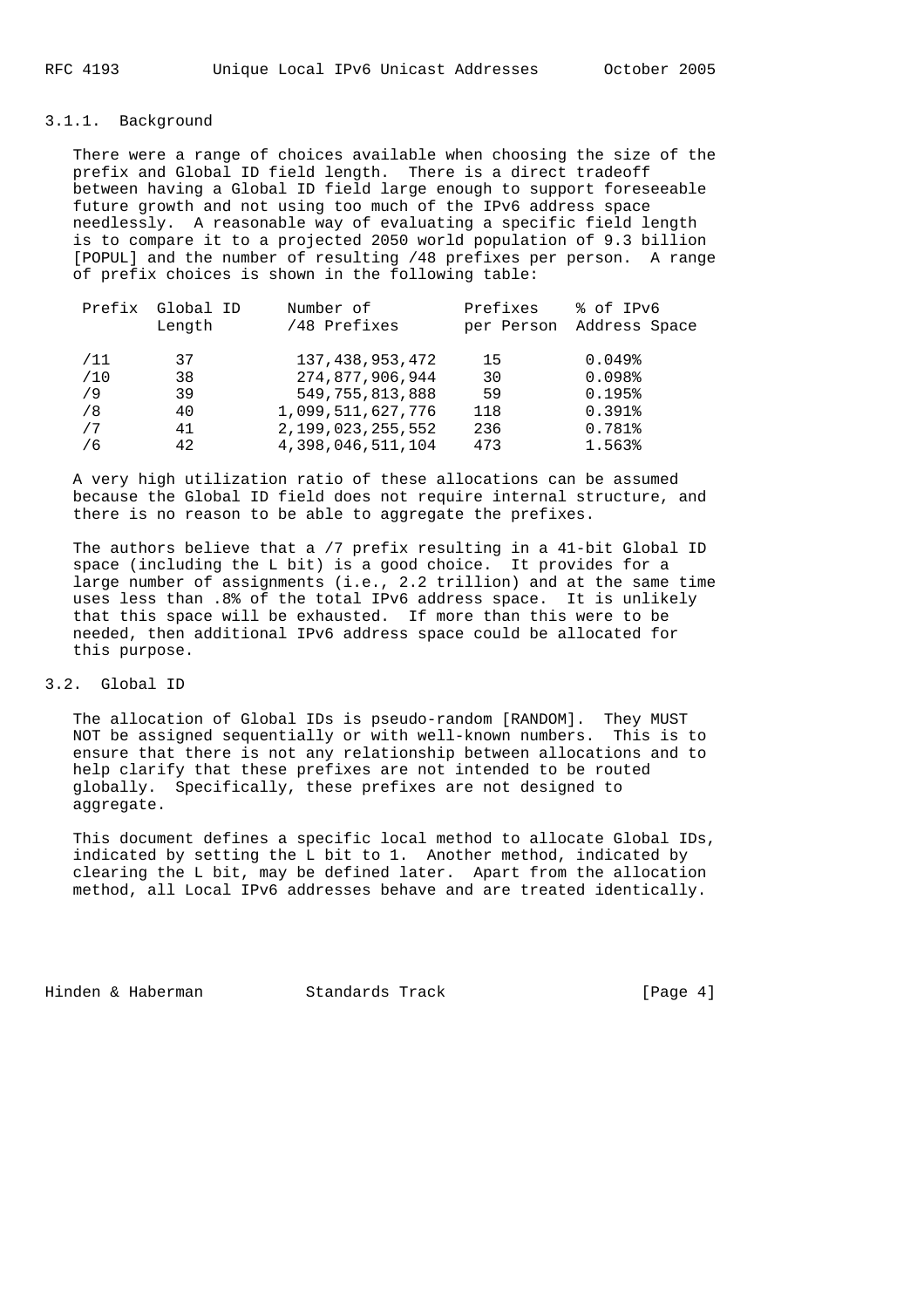### 3.1.1. Background

There were a range of choices available when choosing the size of the prefix and Global ID field length. There is a direct tradeoff between having a Global ID field large enough to support foreseeable future growth and not using too much of the IPv6 address space needlessly. A reasonable way of evaluating a specific field length is to compare it to a projected 2050 world population of 9.3 billion [POPUL] and the number of resulting /48 prefixes per person. A range of prefix choices is shown in the following table:

| Prefix | Global ID Length | Number of /48 Prefixes | Prefixes per Person | % of IPv6 Address Space |
|---|---|---|---|---|
| /11 | 37 | 137,438,953,472 | 15 | 0.049% |
| /10 | 38 | 274,877,906,944 | 30 | 0.098% |
| /9 | 39 | 549,755,813,888 | 59 | 0.195% |
| /8 | 40 | 1,099,511,627,776 | 118 | 0.391% |
| /7 | 41 | 2,199,023,255,552 | 236 | 0.781% |
| /6 | 42 | 4,398,046,511,104 | 473 | 1.563% |

A very high utilization ratio of these allocations can be assumed because the Global ID field does not require internal structure, and there is no reason to be able to aggregate the prefixes.

The authors believe that a /7 prefix resulting in a 41-bit Global ID space (including the L bit) is a good choice. It provides for a large number of assignments (i.e., 2.2 trillion) and at the same time uses less than .8% of the total IPv6 address space. It is unlikely that this space will be exhausted. If more than this were to be needed, then additional IPv6 address space could be allocated for this purpose.

## 3.2. Global ID

The allocation of Global IDs is pseudo-random [RANDOM]. They MUST NOT be assigned sequentially or with well-known numbers. This is to ensure that there is not any relationship between allocations and to help clarify that these prefixes are not intended to be routed globally. Specifically, these prefixes are not designed to aggregate.

This document defines a specific local method to allocate Global IDs, indicated by setting the L bit to 1. Another method, indicated by clearing the L bit, may be defined later. Apart from the allocation method, all Local IPv6 addresses behave and are treated identically.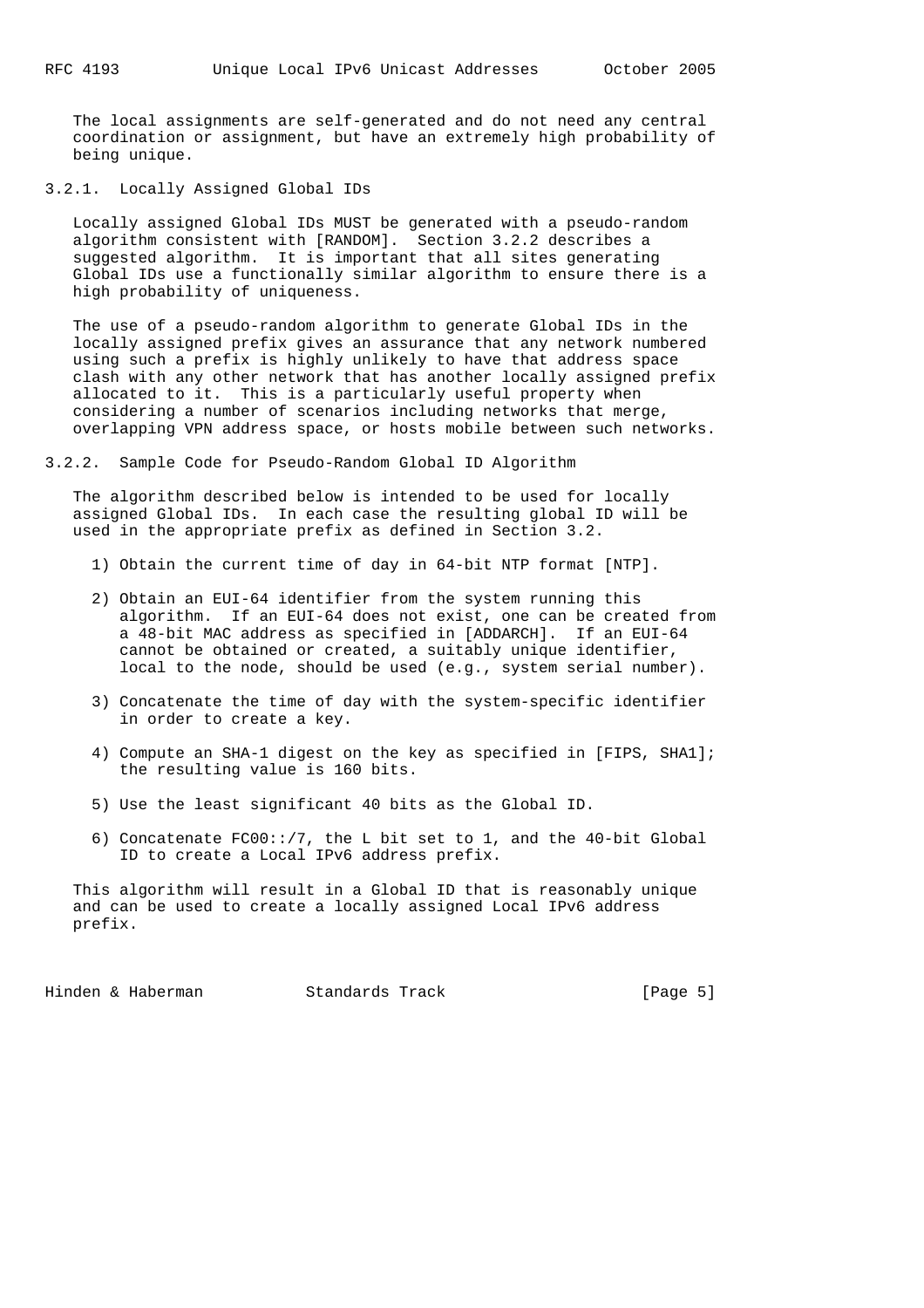The local assignments are self-generated and do not need any central coordination or assignment, but have an extremely high probability of being unique.

### 3.2.1. Locally Assigned Global IDs

Locally assigned Global IDs MUST be generated with a pseudo-random algorithm consistent with [RANDOM]. Section 3.2.2 describes a suggested algorithm. It is important that all sites generating Global IDs use a functionally similar algorithm to ensure there is a high probability of uniqueness.

The use of a pseudo-random algorithm to generate Global IDs in the locally assigned prefix gives an assurance that any network numbered using such a prefix is highly unlikely to have that address space clash with any other network that has another locally assigned prefix allocated to it. This is a particularly useful property when considering a number of scenarios including networks that merge, overlapping VPN address space, or hosts mobile between such networks.

### 3.2.2. Sample Code for Pseudo-Random Global ID Algorithm

The algorithm described below is intended to be used for locally assigned Global IDs. In each case the resulting global ID will be used in the appropriate prefix as defined in Section 3.2.

1) Obtain the current time of day in 64-bit NTP format [NTP].

2) Obtain an EUI-64 identifier from the system running this algorithm. If an EUI-64 does not exist, one can be created from a 48-bit MAC address as specified in [ADDARCH]. If an EUI-64 cannot be obtained or created, a suitably unique identifier, local to the node, should be used (e.g., system serial number).

3) Concatenate the time of day with the system-specific identifier in order to create a key.

4) Compute an SHA-1 digest on the key as specified in [FIPS, SHA1]; the resulting value is 160 bits.

5) Use the least significant 40 bits as the Global ID.

6) Concatenate FC00::/7, the L bit set to 1, and the 40-bit Global ID to create a Local IPv6 address prefix.

This algorithm will result in a Global ID that is reasonably unique and can be used to create a locally assigned Local IPv6 address prefix.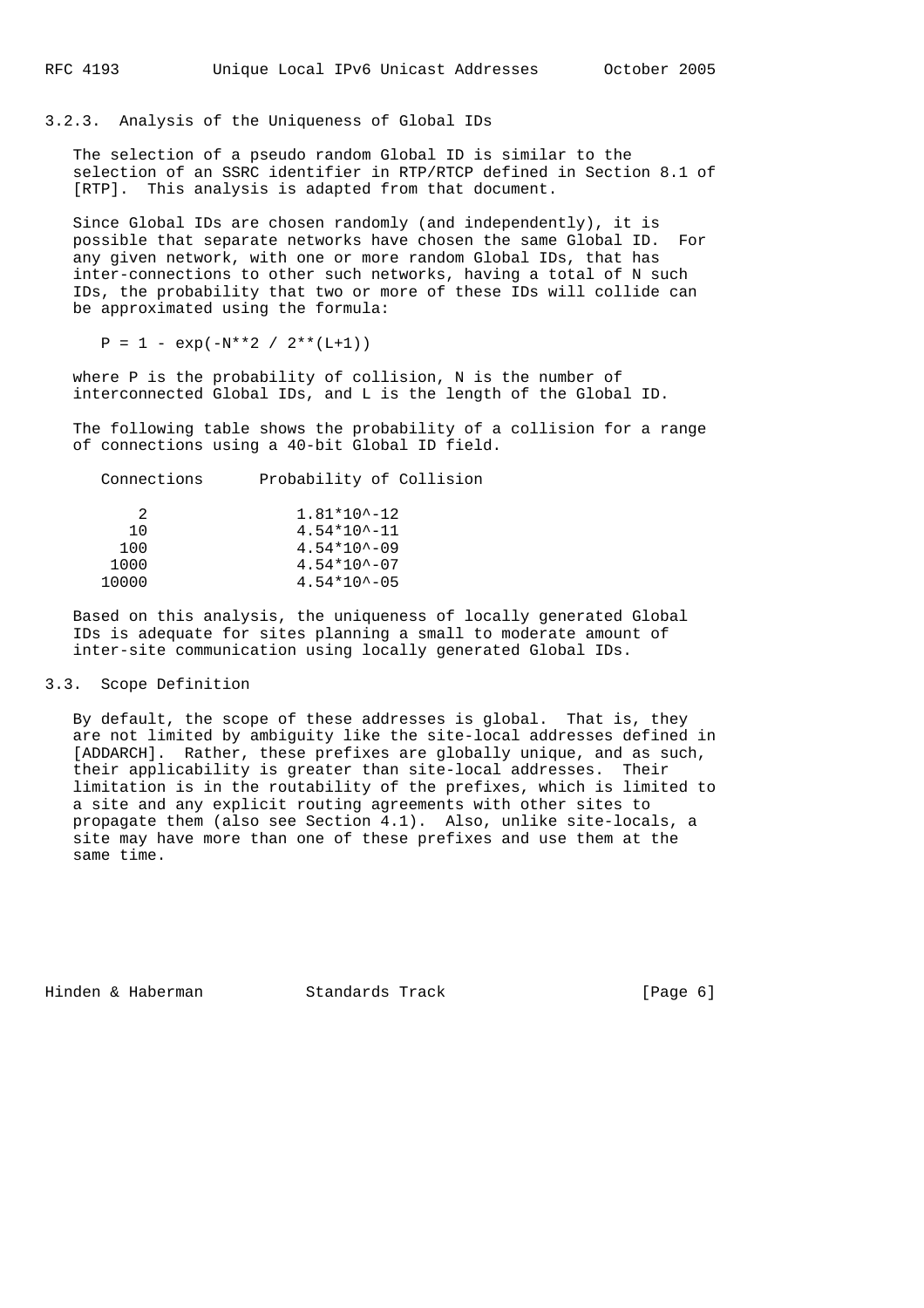### 3.2.3. Analysis of the Uniqueness of Global IDs

The selection of a pseudo random Global ID is similar to the selection of an SSRC identifier in RTP/RTCP defined in Section 8.1 of [RTP]. This analysis is adapted from that document.

Since Global IDs are chosen randomly (and independently), it is possible that separate networks have chosen the same Global ID. For any given network, with one or more random Global IDs, that has inter-connections to other such networks, having a total of N such IDs, the probability that two or more of these IDs will collide can be approximated using the formula:

$$P = 1 - \exp(-N^{2} / 2^{(L+1)})$$

where P is the probability of collision, N is the number of interconnected Global IDs, and L is the length of the Global ID.

The following table shows the probability of a collision for a range of connections using a 40-bit Global ID field.

| Connections | Probability of Collision |
|---|---|
| 2 | $1.81 \times 10^{-12}$ |
| 10 | $4.54 \times 10^{-11}$ |
| 100 | $4.54 \times 10^{-09}$ |
| 1000 | $4.54 \times 10^{-07}$ |
| 10000 | $4.54 \times 10^{-05}$ |

Based on this analysis, the uniqueness of locally generated Global IDs is adequate for sites planning a small to moderate amount of inter-site communication using locally generated Global IDs.

## 3.3. Scope Definition

By default, the scope of these addresses is global. That is, they are not limited by ambiguity like the site-local addresses defined in [ADDARCH]. Rather, these prefixes are globally unique, and as such, their applicability is greater than site-local addresses. Their limitation is in the routability of the prefixes, which is limited to a site and any explicit routing agreements with other sites to propagate them (also see Section 4.1). Also, unlike site-locals, a site may have more than one of these prefixes and use them at the same time.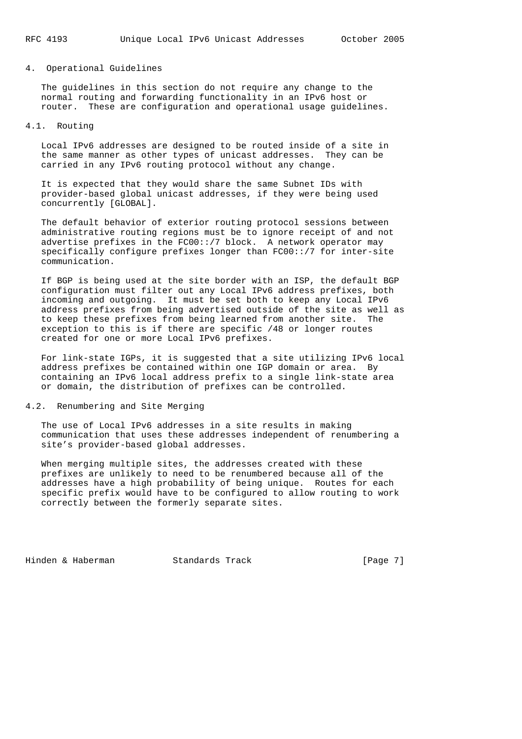## 4. Operational Guidelines

The guidelines in this section do not require any change to the normal routing and forwarding functionality in an IPv6 host or router. These are configuration and operational usage guidelines.

### 4.1. Routing

Local IPv6 addresses are designed to be routed inside of a site in the same manner as other types of unicast addresses. They can be carried in any IPv6 routing protocol without any change.

It is expected that they would share the same Subnet IDs with provider-based global unicast addresses, if they were being used concurrently [GLOBAL].

The default behavior of exterior routing protocol sessions between administrative routing regions must be to ignore receipt of and not advertise prefixes in the FC00::/7 block. A network operator may specifically configure prefixes longer than FC00::/7 for inter-site communication.

If BGP is being used at the site border with an ISP, the default BGP configuration must filter out any Local IPv6 address prefixes, both incoming and outgoing. It must be set both to keep any Local IPv6 address prefixes from being advertised outside of the site as well as to keep these prefixes from being learned from another site. The exception to this is if there are specific /48 or longer routes created for one or more Local IPv6 prefixes.

For link-state IGPs, it is suggested that a site utilizing IPv6 local address prefixes be contained within one IGP domain or area. By containing an IPv6 local address prefix to a single link-state area or domain, the distribution of prefixes can be controlled.

### 4.2. Renumbering and Site Merging

The use of Local IPv6 addresses in a site results in making communication that uses these addresses independent of renumbering a site's provider-based global addresses.

When merging multiple sites, the addresses created with these prefixes are unlikely to need to be renumbered because all of the addresses have a high probability of being unique. Routes for each specific prefix would have to be configured to allow routing to work correctly between the formerly separate sites.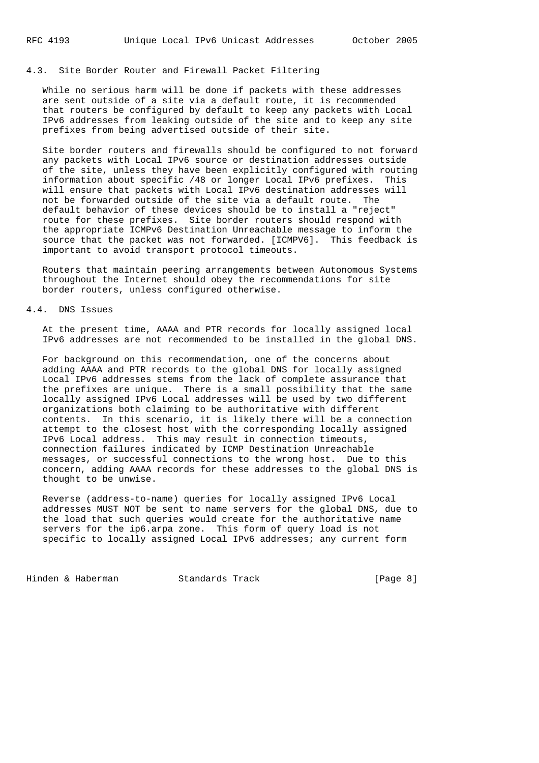### 4.3. Site Border Router and Firewall Packet Filtering

While no serious harm will be done if packets with these addresses are sent outside of a site via a default route, it is recommended that routers be configured by default to keep any packets with Local IPv6 addresses from leaking outside of the site and to keep any site prefixes from being advertised outside of their site.

Site border routers and firewalls should be configured to not forward any packets with Local IPv6 source or destination addresses outside of the site, unless they have been explicitly configured with routing information about specific /48 or longer Local IPv6 prefixes. This will ensure that packets with Local IPv6 destination addresses will not be forwarded outside of the site via a default route. The default behavior of these devices should be to install a "reject" route for these prefixes. Site border routers should respond with the appropriate ICMPv6 Destination Unreachable message to inform the source that the packet was not forwarded. [ICMPV6]. This feedback is important to avoid transport protocol timeouts.

Routers that maintain peering arrangements between Autonomous Systems throughout the Internet should obey the recommendations for site border routers, unless configured otherwise.

### 4.4. DNS Issues

At the present time, AAAA and PTR records for locally assigned local IPv6 addresses are not recommended to be installed in the global DNS.

For background on this recommendation, one of the concerns about adding AAAA and PTR records to the global DNS for locally assigned Local IPv6 addresses stems from the lack of complete assurance that the prefixes are unique. There is a small possibility that the same locally assigned IPv6 Local addresses will be used by two different organizations both claiming to be authoritative with different contents. In this scenario, it is likely there will be a connection attempt to the closest host with the corresponding locally assigned IPv6 Local address. This may result in connection timeouts, connection failures indicated by ICMP Destination Unreachable messages, or successful connections to the wrong host. Due to this concern, adding AAAA records for these addresses to the global DNS is thought to be unwise.

Reverse (address-to-name) queries for locally assigned IPv6 Local addresses MUST NOT be sent to name servers for the global DNS, due to the load that such queries would create for the authoritative name servers for the ip6.arpa zone. This form of query load is not specific to locally assigned Local IPv6 addresses; any current form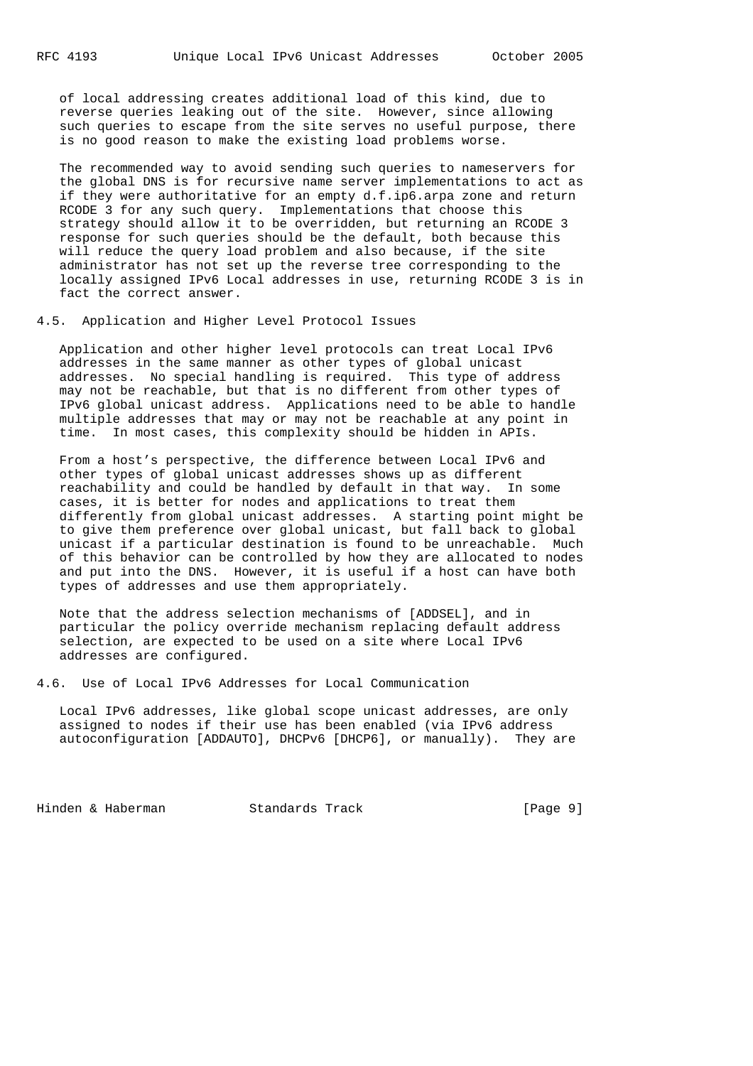of local addressing creates additional load of this kind, due to reverse queries leaking out of the site. However, since allowing such queries to escape from the site serves no useful purpose, there is no good reason to make the existing load problems worse.

The recommended way to avoid sending such queries to nameservers for the global DNS is for recursive name server implementations to act as if they were authoritative for an empty d.f.ip6.arpa zone and return RCODE 3 for any such query. Implementations that choose this strategy should allow it to be overridden, but returning an RCODE 3 response for such queries should be the default, both because this will reduce the query load problem and also because, if the site administrator has not set up the reverse tree corresponding to the locally assigned IPv6 Local addresses in use, returning RCODE 3 is in fact the correct answer.

### 4.5. Application and Higher Level Protocol Issues

Application and other higher level protocols can treat Local IPv6 addresses in the same manner as other types of global unicast addresses. No special handling is required. This type of address may not be reachable, but that is no different from other types of IPv6 global unicast address. Applications need to be able to handle multiple addresses that may or may not be reachable at any point in time. In most cases, this complexity should be hidden in APIs.

From a host's perspective, the difference between Local IPv6 and other types of global unicast addresses shows up as different reachability and could be handled by default in that way. In some cases, it is better for nodes and applications to treat them differently from global unicast addresses. A starting point might be to give them preference over global unicast, but fall back to global unicast if a particular destination is found to be unreachable. Much of this behavior can be controlled by how they are allocated to nodes and put into the DNS. However, it is useful if a host can have both types of addresses and use them appropriately.

Note that the address selection mechanisms of [ADDSEL], and in particular the policy override mechanism replacing default address selection, are expected to be used on a site where Local IPv6 addresses are configured.

### 4.6. Use of Local IPv6 Addresses for Local Communication

Local IPv6 addresses, like global scope unicast addresses, are only assigned to nodes if their use has been enabled (via IPv6 address autoconfiguration [ADDAUTO], DHCPv6 [DHCP6], or manually). They are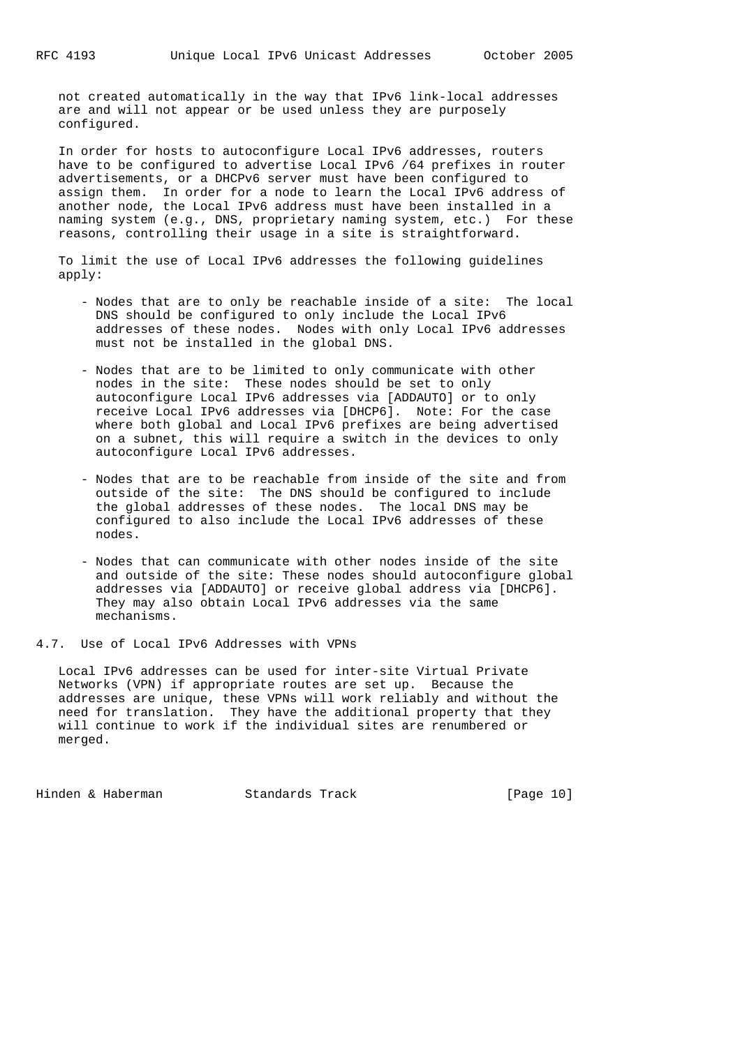not created automatically in the way that IPv6 link-local addresses are and will not appear or be used unless they are purposely configured.

In order for hosts to autoconfigure Local IPv6 addresses, routers have to be configured to advertise Local IPv6 /64 prefixes in router advertisements, or a DHCPv6 server must have been configured to assign them. In order for a node to learn the Local IPv6 address of another node, the Local IPv6 address must have been installed in a naming system (e.g., DNS, proprietary naming system, etc.) For these reasons, controlling their usage in a site is straightforward.

To limit the use of Local IPv6 addresses the following guidelines apply:

- Nodes that are to only be reachable inside of a site: The local DNS should be configured to only include the Local IPv6 addresses of these nodes. Nodes with only Local IPv6 addresses must not be installed in the global DNS.

- Nodes that are to be limited to only communicate with other nodes in the site: These nodes should be set to only autoconfigure Local IPv6 addresses via [ADDAUTO] or to only receive Local IPv6 addresses via [DHCP6]. Note: For the case where both global and Local IPv6 prefixes are being advertised on a subnet, this will require a switch in the devices to only autoconfigure Local IPv6 addresses.

- Nodes that are to be reachable from inside of the site and from outside of the site: The DNS should be configured to include the global addresses of these nodes. The local DNS may be configured to also include the Local IPv6 addresses of these nodes.

- Nodes that can communicate with other nodes inside of the site and outside of the site: These nodes should autoconfigure global addresses via [ADDAUTO] or receive global address via [DHCP6]. They may also obtain Local IPv6 addresses via the same mechanisms.

## 4.7. Use of Local IPv6 Addresses with VPNs

Local IPv6 addresses can be used for inter-site Virtual Private Networks (VPN) if appropriate routes are set up. Because the addresses are unique, these VPNs will work reliably and without the need for translation. They have the additional property that they will continue to work if the individual sites are renumbered or merged.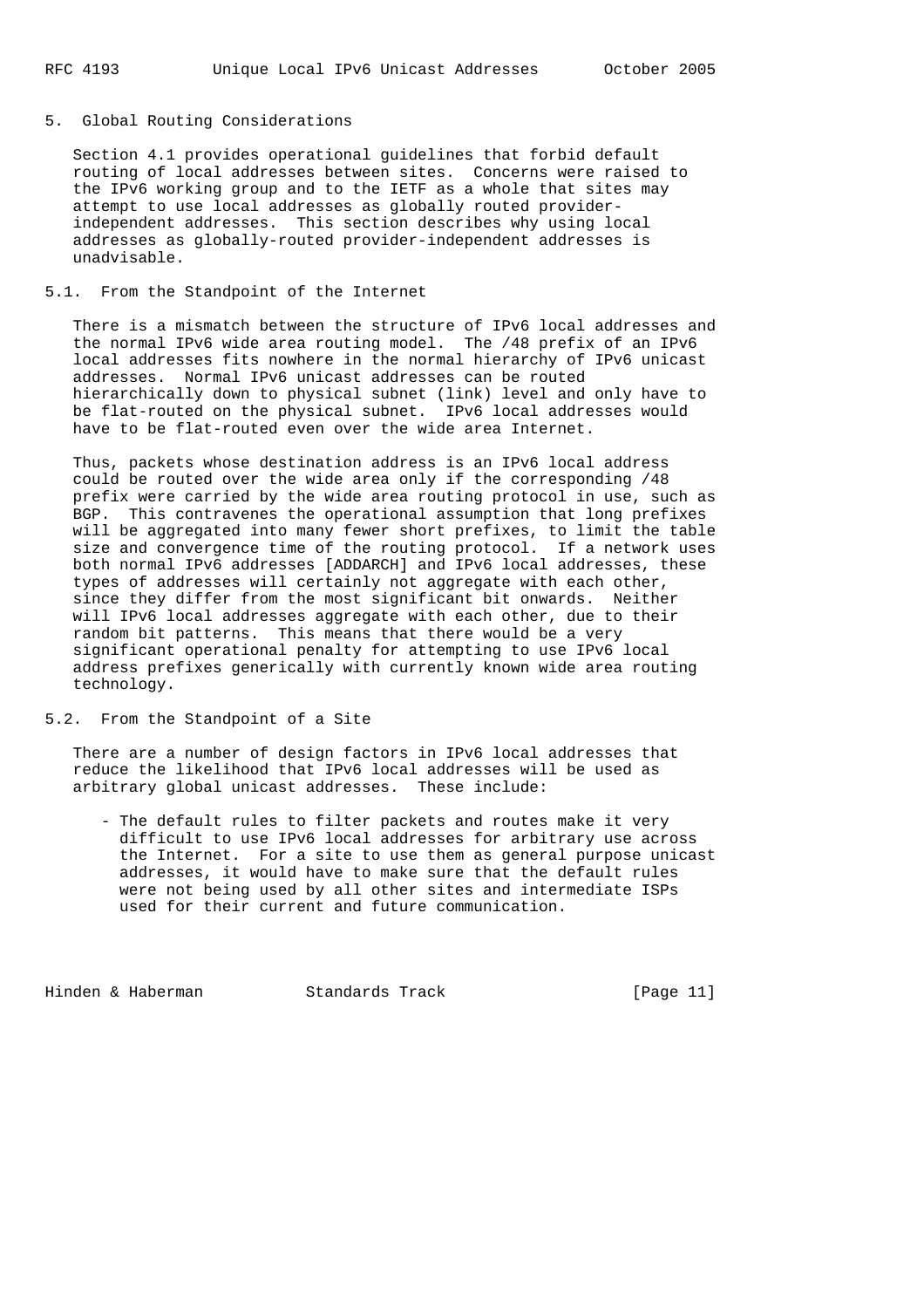## 5. Global Routing Considerations

Section 4.1 provides operational guidelines that forbid default routing of local addresses between sites. Concerns were raised to the IPv6 working group and to the IETF as a whole that sites may attempt to use local addresses as globally routed provider-independent addresses. This section describes why using local addresses as globally-routed provider-independent addresses is unadvisable.

### 5.1. From the Standpoint of the Internet

There is a mismatch between the structure of IPv6 local addresses and the normal IPv6 wide area routing model. The /48 prefix of an IPv6 local addresses fits nowhere in the normal hierarchy of IPv6 unicast addresses. Normal IPv6 unicast addresses can be routed hierarchically down to physical subnet (link) level and only have to be flat-routed on the physical subnet. IPv6 local addresses would have to be flat-routed even over the wide area Internet.

Thus, packets whose destination address is an IPv6 local address could be routed over the wide area only if the corresponding /48 prefix were carried by the wide area routing protocol in use, such as BGP. This contravenes the operational assumption that long prefixes will be aggregated into many fewer short prefixes, to limit the table size and convergence time of the routing protocol. If a network uses both normal IPv6 addresses [ADDARCH] and IPv6 local addresses, these types of addresses will certainly not aggregate with each other, since they differ from the most significant bit onwards. Neither will IPv6 local addresses aggregate with each other, due to their random bit patterns. This means that there would be a very significant operational penalty for attempting to use IPv6 local address prefixes generically with currently known wide area routing technology.

### 5.2. From the Standpoint of a Site

There are a number of design factors in IPv6 local addresses that reduce the likelihood that IPv6 local addresses will be used as arbitrary global unicast addresses. These include:

- The default rules to filter packets and routes make it very difficult to use IPv6 local addresses for arbitrary use across the Internet. For a site to use them as general purpose unicast addresses, it would have to make sure that the default rules were not being used by all other sites and intermediate ISPs used for their current and future communication.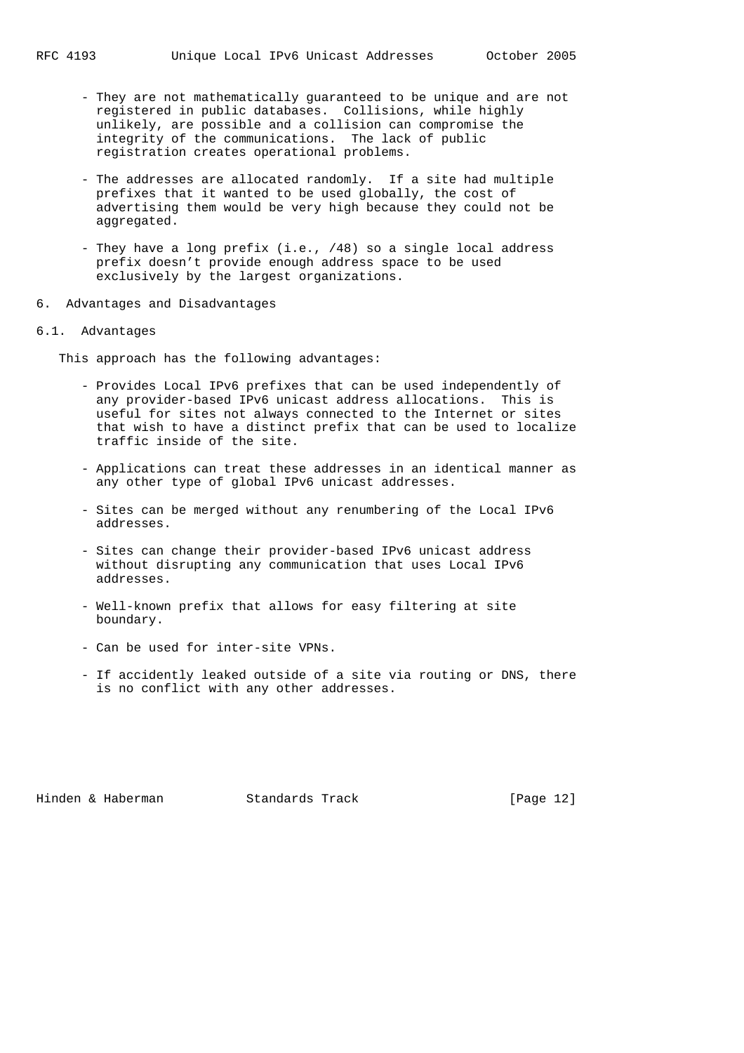- They are not mathematically guaranteed to be unique and are not registered in public databases. Collisions, while highly unlikely, are possible and a collision can compromise the integrity of the communications. The lack of public registration creates operational problems.

- The addresses are allocated randomly. If a site had multiple prefixes that it wanted to be used globally, the cost of advertising them would be very high because they could not be aggregated.

- They have a long prefix (i.e., /48) so a single local address prefix doesn't provide enough address space to be used exclusively by the largest organizations.

## 6. Advantages and Disadvantages

### 6.1. Advantages

This approach has the following advantages:

- Provides Local IPv6 prefixes that can be used independently of any provider-based IPv6 unicast address allocations. This is useful for sites not always connected to the Internet or sites that wish to have a distinct prefix that can be used to localize traffic inside of the site.

- Applications can treat these addresses in an identical manner as any other type of global IPv6 unicast addresses.

- Sites can be merged without any renumbering of the Local IPv6 addresses.

- Sites can change their provider-based IPv6 unicast address without disrupting any communication that uses Local IPv6 addresses.

- Well-known prefix that allows for easy filtering at site boundary.

- Can be used for inter-site VPNs.

- If accidently leaked outside of a site via routing or DNS, there is no conflict with any other addresses.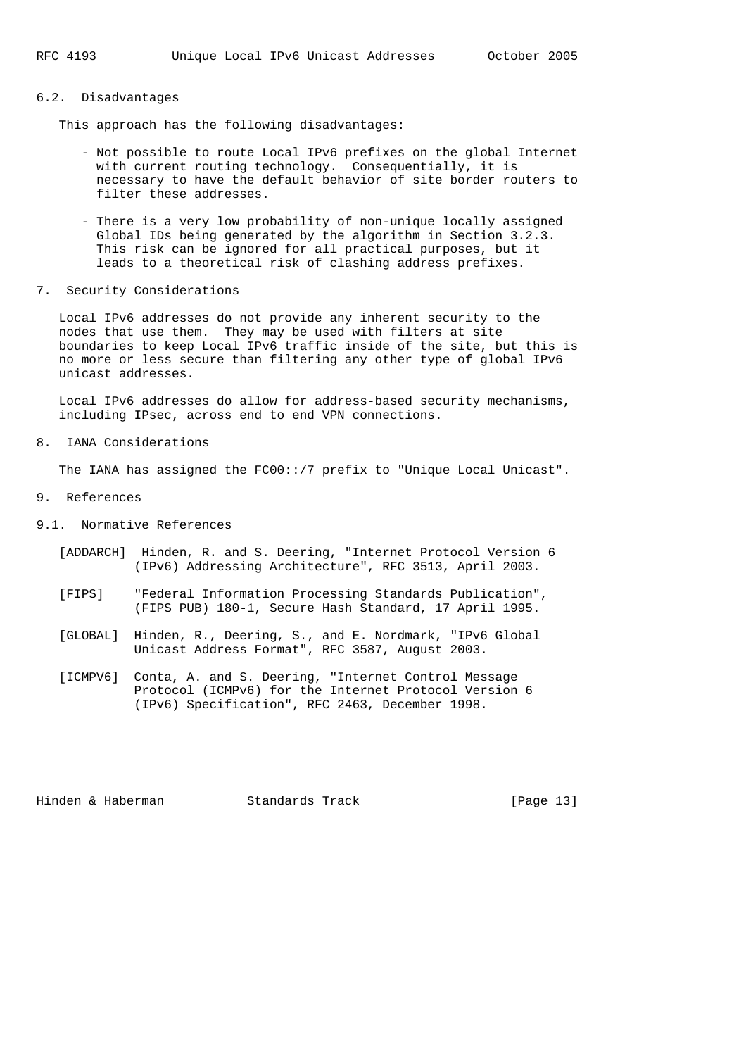### 6.2. Disadvantages

This approach has the following disadvantages:

- Not possible to route Local IPv6 prefixes on the global Internet with current routing technology. Consequentially, it is necessary to have the default behavior of site border routers to filter these addresses.

- There is a very low probability of non-unique locally assigned Global IDs being generated by the algorithm in Section 3.2.3. This risk can be ignored for all practical purposes, but it leads to a theoretical risk of clashing address prefixes.

## 7. Security Considerations

Local IPv6 addresses do not provide any inherent security to the nodes that use them. They may be used with filters at site boundaries to keep Local IPv6 traffic inside of the site, but this is no more or less secure than filtering any other type of global IPv6 unicast addresses.

Local IPv6 addresses do allow for address-based security mechanisms, including IPsec, across end to end VPN connections.

## 8. IANA Considerations

The IANA has assigned the FC00::/7 prefix to "Unique Local Unicast".

## 9. References

### 9.1. Normative References

[ADDARCH] Hinden, R. and S. Deering, "Internet Protocol Version 6 (IPv6) Addressing Architecture", RFC 3513, April 2003.

[FIPS] "Federal Information Processing Standards Publication", (FIPS PUB) 180-1, Secure Hash Standard, 17 April 1995.

[GLOBAL] Hinden, R., Deering, S., and E. Nordmark, "IPv6 Global Unicast Address Format", RFC 3587, August 2003.

[ICMPV6] Conta, A. and S. Deering, "Internet Control Message Protocol (ICMPv6) for the Internet Protocol Version 6 (IPv6) Specification", RFC 2463, December 1998.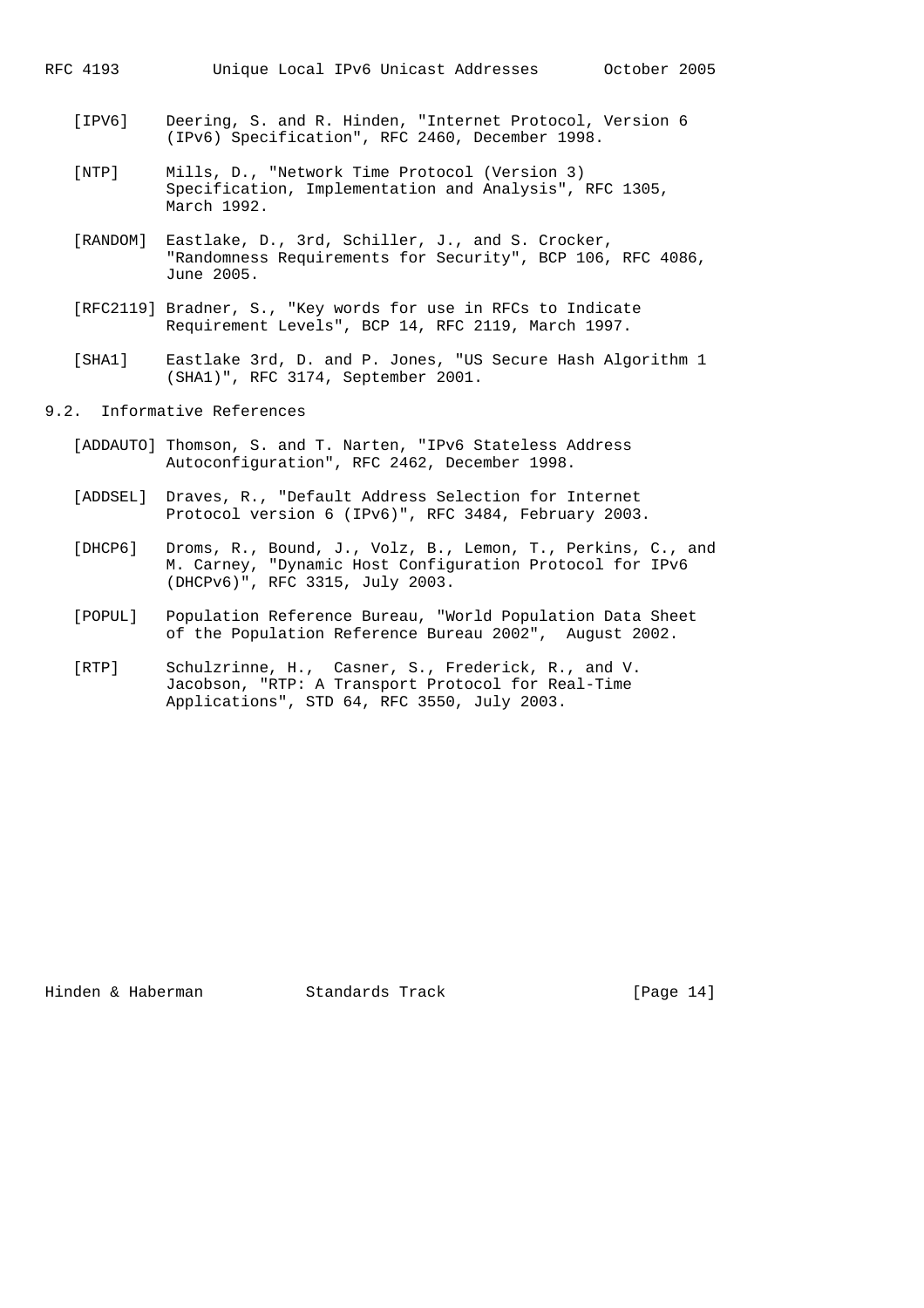[IPV6] Deering, S. and R. Hinden, "Internet Protocol, Version 6 (IPv6) Specification", RFC 2460, December 1998.

[NTP] Mills, D., "Network Time Protocol (Version 3) Specification, Implementation and Analysis", RFC 1305, March 1992.

[RANDOM] Eastlake, D., 3rd, Schiller, J., and S. Crocker, "Randomness Requirements for Security", BCP 106, RFC 4086, June 2005.

[RFC2119] Bradner, S., "Key words for use in RFCs to Indicate Requirement Levels", BCP 14, RFC 2119, March 1997.

[SHA1] Eastlake 3rd, D. and P. Jones, "US Secure Hash Algorithm 1 (SHA1)", RFC 3174, September 2001.

## 9.2. Informative References

[ADDAUTO] Thomson, S. and T. Narten, "IPv6 Stateless Address Autoconfiguration", RFC 2462, December 1998.

[ADDSEL] Draves, R., "Default Address Selection for Internet Protocol version 6 (IPv6)", RFC 3484, February 2003.

[DHCP6] Droms, R., Bound, J., Volz, B., Lemon, T., Perkins, C., and M. Carney, "Dynamic Host Configuration Protocol for IPv6 (DHCPv6)", RFC 3315, July 2003.

[POPUL] Population Reference Bureau, "World Population Data Sheet of the Population Reference Bureau 2002", August 2002.

[RTP] Schulzrinne, H., Casner, S., Frederick, R., and V. Jacobson, "RTP: A Transport Protocol for Real-Time Applications", STD 64, RFC 3550, July 2003.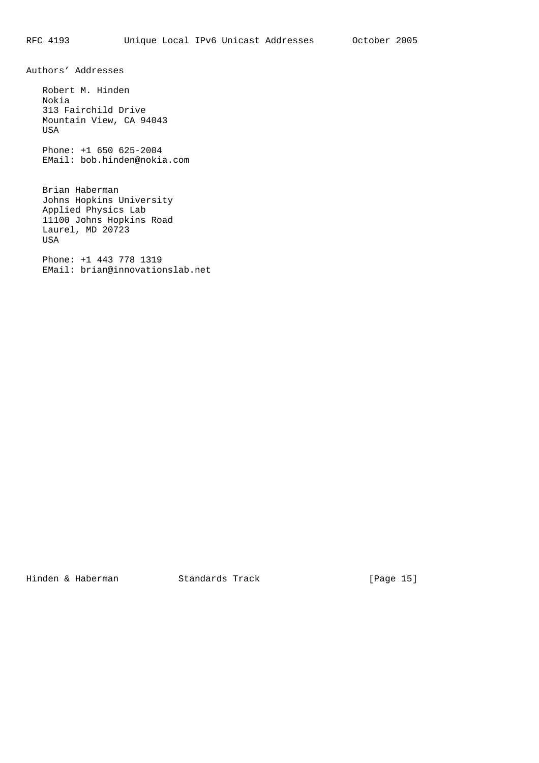## Authors' Addresses

Robert M. Hinden
Nokia
313 Fairchild Drive
Mountain View, CA 94043
USA

Phone: +1 650 625-2004
EMail: bob.hinden@nokia.com

Brian Haberman
Johns Hopkins University
Applied Physics Lab
11100 Johns Hopkins Road
Laurel, MD 20723
USA

Phone: +1 443 778 1319
EMail: brian@innovationslab.net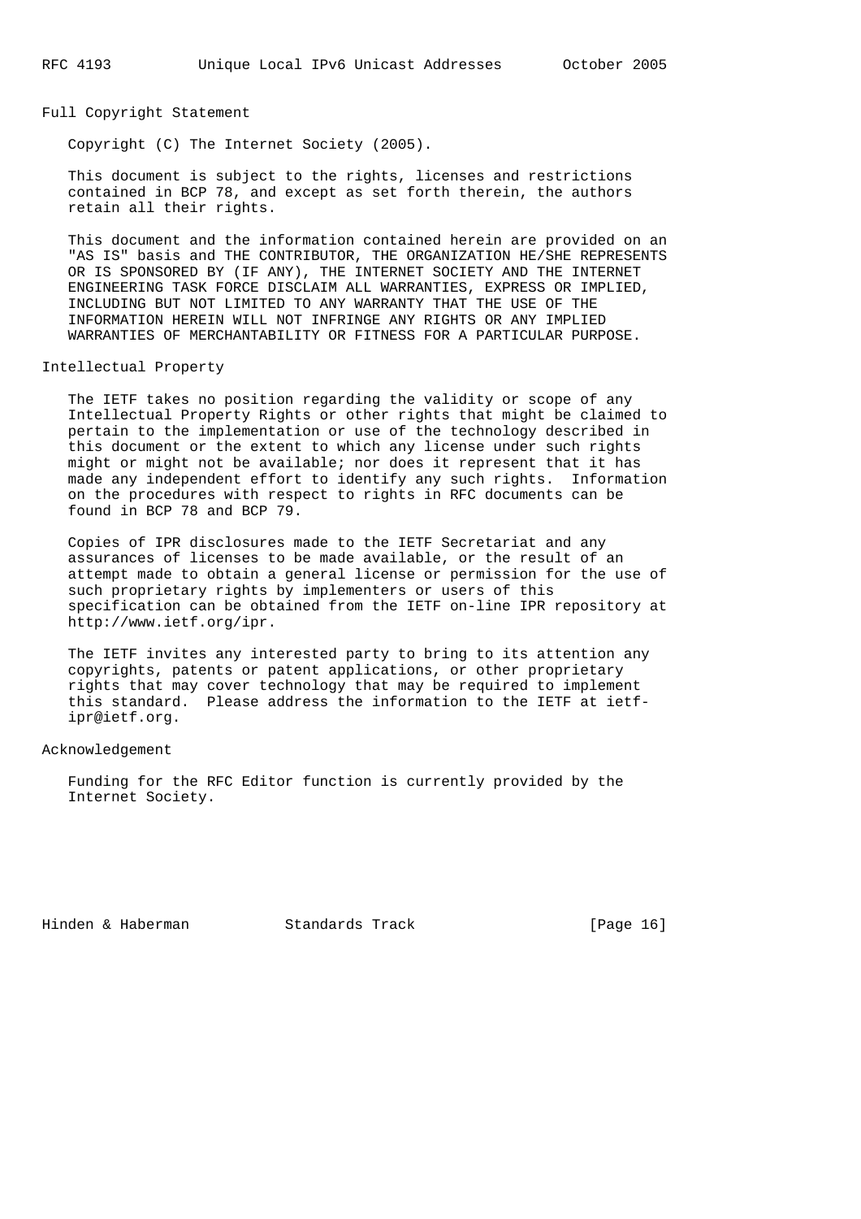## Full Copyright Statement

Copyright (C) The Internet Society (2005).

This document is subject to the rights, licenses and restrictions contained in BCP 78, and except as set forth therein, the authors retain all their rights.

This document and the information contained herein are provided on an "AS IS" basis and THE CONTRIBUTOR, THE ORGANIZATION HE/SHE REPRESENTS OR IS SPONSORED BY (IF ANY), THE INTERNET SOCIETY AND THE INTERNET ENGINEERING TASK FORCE DISCLAIM ALL WARRANTIES, EXPRESS OR IMPLIED, INCLUDING BUT NOT LIMITED TO ANY WARRANTY THAT THE USE OF THE INFORMATION HEREIN WILL NOT INFRINGE ANY RIGHTS OR ANY IMPLIED WARRANTIES OF MERCHANTABILITY OR FITNESS FOR A PARTICULAR PURPOSE.

## Intellectual Property

The IETF takes no position regarding the validity or scope of any Intellectual Property Rights or other rights that might be claimed to pertain to the implementation or use of the technology described in this document or the extent to which any license under such rights might or might not be available; nor does it represent that it has made any independent effort to identify any such rights. Information on the procedures with respect to rights in RFC documents can be found in BCP 78 and BCP 79.

Copies of IPR disclosures made to the IETF Secretariat and any assurances of licenses to be made available, or the result of an attempt made to obtain a general license or permission for the use of such proprietary rights by implementers or users of this specification can be obtained from the IETF on-line IPR repository at http://www.ietf.org/ipr.

The IETF invites any interested party to bring to its attention any copyrights, patents or patent applications, or other proprietary rights that may cover technology that may be required to implement this standard. Please address the information to the IETF at ietf-ipr@ietf.org.

## Acknowledgement

Funding for the RFC Editor function is currently provided by the Internet Society.